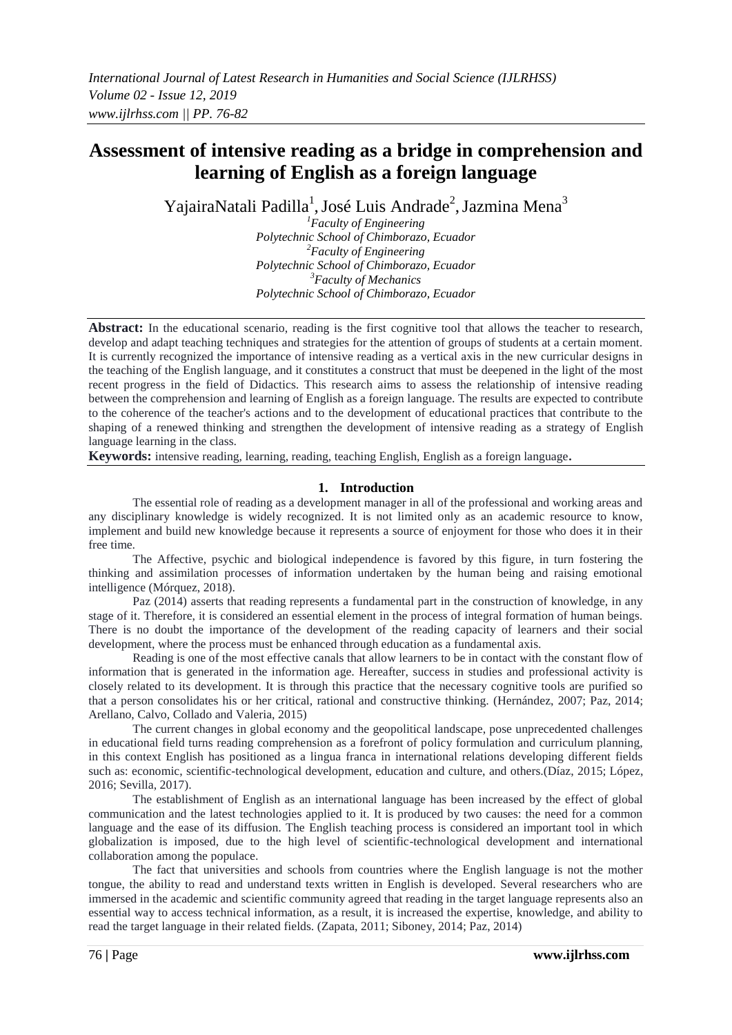# Assessment of intensive reading as a bridge in comprehension and learning of English as a foreign language

YajairaNatali Padilla[1], José Luis Andrade[2], Jazmina Mena[3]

[1]*Faculty of Engineering*
*Polytechnic School of Chimborazo, Ecuador*
[2]*Faculty of Engineering*
*Polytechnic School of Chimborazo, Ecuador*
[3]*Faculty of Mechanics*
*Polytechnic School of Chimborazo, Ecuador*

**Abstract:** In the educational scenario, reading is the first cognitive tool that allows the teacher to research, develop and adapt teaching techniques and strategies for the attention of groups of students at a certain moment. It is currently recognized the importance of intensive reading as a vertical axis in the new curricular designs in the teaching of the English language, and it constitutes a construct that must be deepened in the light of the most recent progress in the field of Didactics. This research aims to assess the relationship of intensive reading between the comprehension and learning of English as a foreign language. The results are expected to contribute to the coherence of the teacher's actions and to the development of educational practices that contribute to the shaping of a renewed thinking and strengthen the development of intensive reading as a strategy of English language learning in the class.

**Keywords:** intensive reading, learning, reading, teaching English, English as a foreign language.

## 1. Introduction

The essential role of reading as a development manager in all of the professional and working areas and any disciplinary knowledge is widely recognized. It is not limited only as an academic resource to know, implement and build new knowledge because it represents a source of enjoyment for those who does it in their free time.

The Affective, psychic and biological independence is favored by this figure, in turn fostering the thinking and assimilation processes of information undertaken by the human being and raising emotional intelligence (Mórquez, 2018).

Paz (2014) asserts that reading represents a fundamental part in the construction of knowledge, in any stage of it. Therefore, it is considered an essential element in the process of integral formation of human beings. There is no doubt the importance of the development of the reading capacity of learners and their social development, where the process must be enhanced through education as a fundamental axis.

Reading is one of the most effective canals that allow learners to be in contact with the constant flow of information that is generated in the information age. Hereafter, success in studies and professional activity is closely related to its development. It is through this practice that the necessary cognitive tools are purified so that a person consolidates his or her critical, rational and constructive thinking. (Hernández, 2007; Paz, 2014; Arellano, Calvo, Collado and Valeria, 2015)

The current changes in global economy and the geopolitical landscape, pose unprecedented challenges in educational field turns reading comprehension as a forefront of policy formulation and curriculum planning, in this context English has positioned as a lingua franca in international relations developing different fields such as: economic, scientific-technological development, education and culture, and others.(Díaz, 2015; López, 2016; Sevilla, 2017).

The establishment of English as an international language has been increased by the effect of global communication and the latest technologies applied to it. It is produced by two causes: the need for a common language and the ease of its diffusion. The English teaching process is considered an important tool in which globalization is imposed, due to the high level of scientific-technological development and international collaboration among the populace.

The fact that universities and schools from countries where the English language is not the mother tongue, the ability to read and understand texts written in English is developed. Several researchers who are immersed in the academic and scientific community agreed that reading in the target language represents also an essential way to access technical information, as a result, it is increased the expertise, knowledge, and ability to read the target language in their related fields. (Zapata, 2011; Siboney, 2014; Paz, 2014)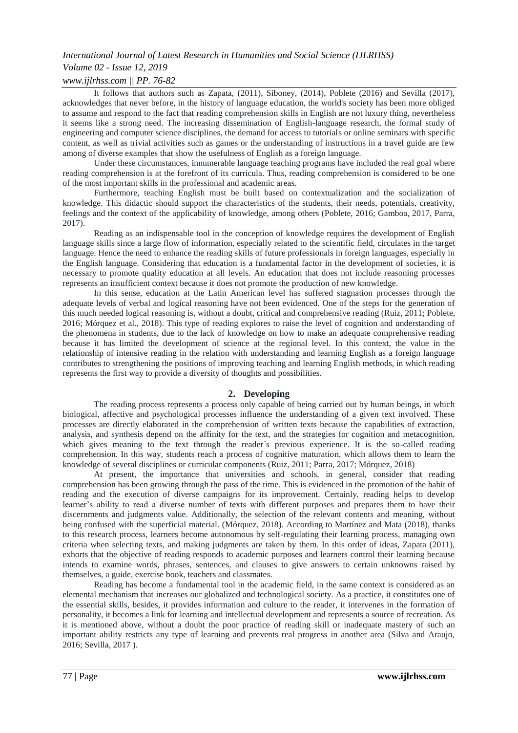It follows that authors such as Zapata, (2011), Siboney, (2014), Poblete (2016) and Sevilla (2017), acknowledges that never before, in the history of language education, the world's society has been more obliged to assume and respond to the fact that reading comprehension skills in English are not luxury thing, nevertheless it seems like a strong need. The increasing dissemination of English-language research, the formal study of engineering and computer science disciplines, the demand for access to tutorials or online seminars with specific content, as well as trivial activities such as games or the understanding of instructions in a travel guide are few among of diverse examples that show the usefulness of English as a foreign language.

Under these circumstances, innumerable language teaching programs have included the real goal where reading comprehension is at the forefront of its curricula. Thus, reading comprehension is considered to be one of the most important skills in the professional and academic areas.

Furthermore, teaching English must be built based on contextualization and the socialization of knowledge. This didactic should support the characteristics of the students, their needs, potentials, creativity, feelings and the context of the applicability of knowledge, among others (Poblete, 2016; Gamboa, 2017, Parra, 2017).

Reading as an indispensable tool in the conception of knowledge requires the development of English language skills since a large flow of information, especially related to the scientific field, circulates in the target language. Hence the need to enhance the reading skills of future professionals in foreign languages, especially in the English language. Considering that education is a fundamental factor in the development of societies, it is necessary to promote quality education at all levels. An education that does not include reasoning processes represents an insufficient context because it does not promote the production of new knowledge.

In this sense, education at the Latin American level has suffered stagnation processes through the adequate levels of verbal and logical reasoning have not been evidenced. One of the steps for the generation of this much needed logical reasoning is, without a doubt, critical and comprehensive reading (Ruiz, 2011; Poblete, 2016; Mórquez et al., 2018). This type of reading explores to raise the level of cognition and understanding of the phenomena in students, due to the lack of knowledge on how to make an adequate comprehensive reading because it has limited the development of science at the regional level. In this context, the value in the relationship of intensive reading in the relation with understanding and learning English as a foreign language contributes to strengthening the positions of improving teaching and learning English methods, in which reading represents the first way to provide a diversity of thoughts and possibilities.

## 2. Developing

The reading process represents a process only capable of being carried out by human beings, in which biological, affective and psychological processes influence the understanding of a given text involved. These processes are directly elaborated in the comprehension of written texts because the capabilities of extraction, analysis, and synthesis depend on the affinity for the text, and the strategies for cognition and metacognition, which gives meaning to the text through the reader´s previous experience. It is the so-called reading comprehension. In this way, students reach a process of cognitive maturation, which allows them to learn the knowledge of several disciplines or curricular components (Ruiz, 2011; Parra, 2017; Mórquez, 2018)

At present, the importance that universities and schools, in general, consider that reading comprehension has been growing through the pass of the time. This is evidenced in the promotion of the habit of reading and the execution of diverse campaigns for its improvement. Certainly, reading helps to develop learner's ability to read a diverse number of texts with different purposes and prepares them to have their discernments and judgments value. Additionally, the selection of the relevant contents and meaning, without being confused with the superficial material. (Mórquez, 2018). According to Martínez and Mata (2018), thanks to this research process, learners become autonomous by self-regulating their learning process, managing own criteria when selecting texts, and making judgments are taken by them. In this order of ideas, Zapata (2011), exhorts that the objective of reading responds to academic purposes and learners control their learning because intends to examine words, phrases, sentences, and clauses to give answers to certain unknowns raised by themselves, a guide, exercise book, teachers and classmates.

Reading has become a fundamental tool in the academic field, in the same context is considered as an elemental mechanism that increases our globalized and technological society. As a practice, it constitutes one of the essential skills, besides, it provides information and culture to the reader, it intervenes in the formation of personality, it becomes a link for learning and intellectual development and represents a source of recreation. As it is mentioned above, without a doubt the poor practice of reading skill or inadequate mastery of such an important ability restricts any type of learning and prevents real progress in another area (Silva and Araujo, 2016; Sevilla, 2017 ).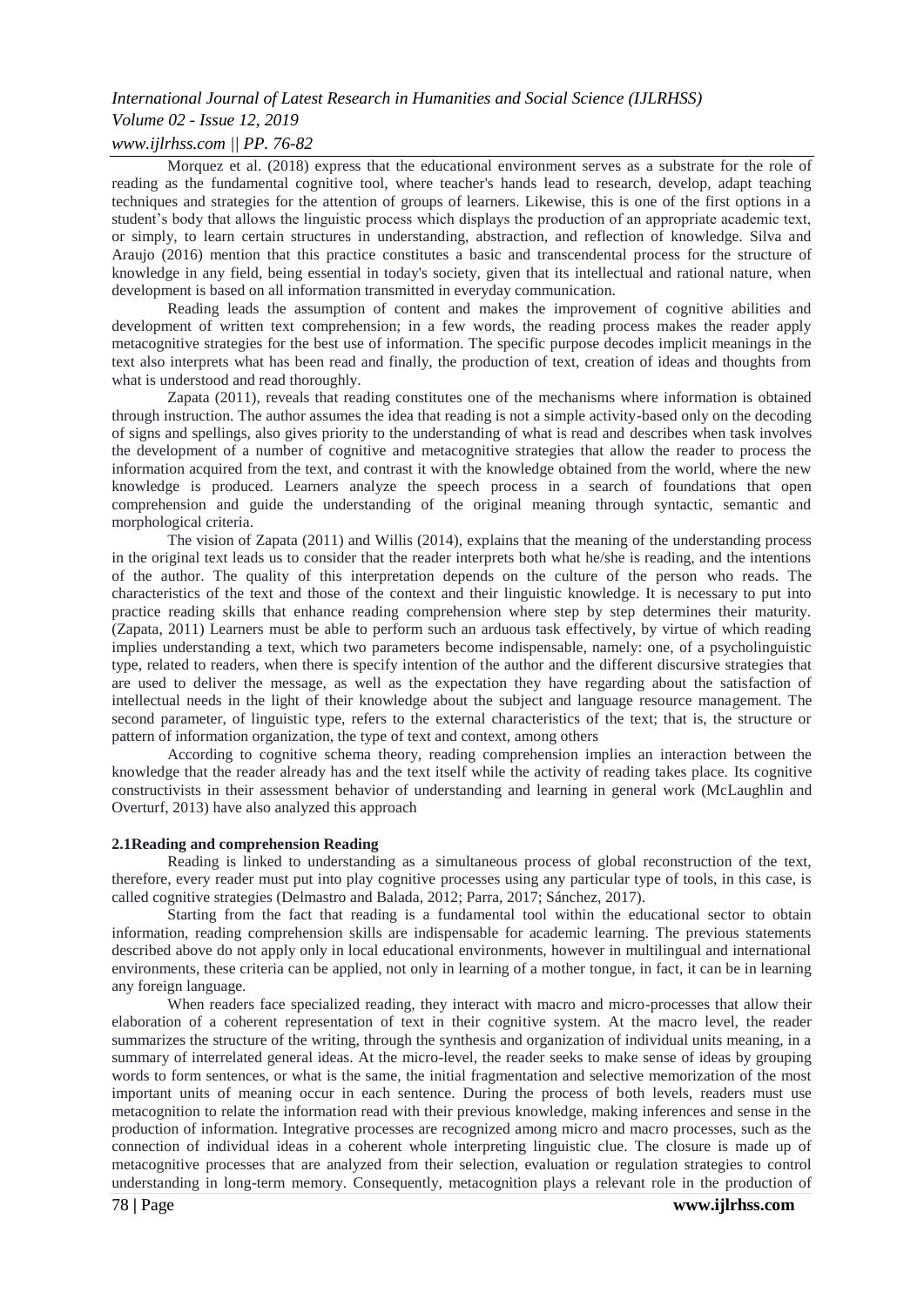Morquez et al. (2018) express that the educational environment serves as a substrate for the role of reading as the fundamental cognitive tool, where teacher's hands lead to research, develop, adapt teaching techniques and strategies for the attention of groups of learners. Likewise, this is one of the first options in a student's body that allows the linguistic process which displays the production of an appropriate academic text, or simply, to learn certain structures in understanding, abstraction, and reflection of knowledge. Silva and Araujo (2016) mention that this practice constitutes a basic and transcendental process for the structure of knowledge in any field, being essential in today's society, given that its intellectual and rational nature, when development is based on all information transmitted in everyday communication.

Reading leads the assumption of content and makes the improvement of cognitive abilities and development of written text comprehension; in a few words, the reading process makes the reader apply metacognitive strategies for the best use of information. The specific purpose decodes implicit meanings in the text also interprets what has been read and finally, the production of text, creation of ideas and thoughts from what is understood and read thoroughly.

Zapata (2011), reveals that reading constitutes one of the mechanisms where information is obtained through instruction. The author assumes the idea that reading is not a simple activity-based only on the decoding of signs and spellings, also gives priority to the understanding of what is read and describes when task involves the development of a number of cognitive and metacognitive strategies that allow the reader to process the information acquired from the text, and contrast it with the knowledge obtained from the world, where the new knowledge is produced. Learners analyze the speech process in a search of foundations that open comprehension and guide the understanding of the original meaning through syntactic, semantic and morphological criteria.

The vision of Zapata (2011) and Willis (2014), explains that the meaning of the understanding process in the original text leads us to consider that the reader interprets both what he/she is reading, and the intentions of the author. The quality of this interpretation depends on the culture of the person who reads. The characteristics of the text and those of the context and their linguistic knowledge. It is necessary to put into practice reading skills that enhance reading comprehension where step by step determines their maturity. (Zapata, 2011) Learners must be able to perform such an arduous task effectively, by virtue of which reading implies understanding a text, which two parameters become indispensable, namely: one, of a psycholinguistic type, related to readers, when there is specify intention of the author and the different discursive strategies that are used to deliver the message, as well as the expectation they have regarding about the satisfaction of intellectual needs in the light of their knowledge about the subject and language resource management. The second parameter, of linguistic type, refers to the external characteristics of the text; that is, the structure or pattern of information organization, the type of text and context, among others

According to cognitive schema theory, reading comprehension implies an interaction between the knowledge that the reader already has and the text itself while the activity of reading takes place. Its cognitive constructivists in their assessment behavior of understanding and learning in general work (McLaughlin and Overturf, 2013) have also analyzed this approach

### 2.1Reading and comprehension Reading

Reading is linked to understanding as a simultaneous process of global reconstruction of the text, therefore, every reader must put into play cognitive processes using any particular type of tools, in this case, is called cognitive strategies (Delmastro and Balada, 2012; Parra, 2017; Sánchez, 2017).

Starting from the fact that reading is a fundamental tool within the educational sector to obtain information, reading comprehension skills are indispensable for academic learning. The previous statements described above do not apply only in local educational environments, however in multilingual and international environments, these criteria can be applied, not only in learning of a mother tongue, in fact, it can be in learning any foreign language.

When readers face specialized reading, they interact with macro and micro-processes that allow their elaboration of a coherent representation of text in their cognitive system. At the macro level, the reader summarizes the structure of the writing, through the synthesis and organization of individual units meaning, in a summary of interrelated general ideas. At the micro-level, the reader seeks to make sense of ideas by grouping words to form sentences, or what is the same, the initial fragmentation and selective memorization of the most important units of meaning occur in each sentence. During the process of both levels, readers must use metacognition to relate the information read with their previous knowledge, making inferences and sense in the production of information. Integrative processes are recognized among micro and macro processes, such as the connection of individual ideas in a coherent whole interpreting linguistic clue. The closure is made up of metacognitive processes that are analyzed from their selection, evaluation or regulation strategies to control understanding in long-term memory. Consequently, metacognition plays a relevant role in the production of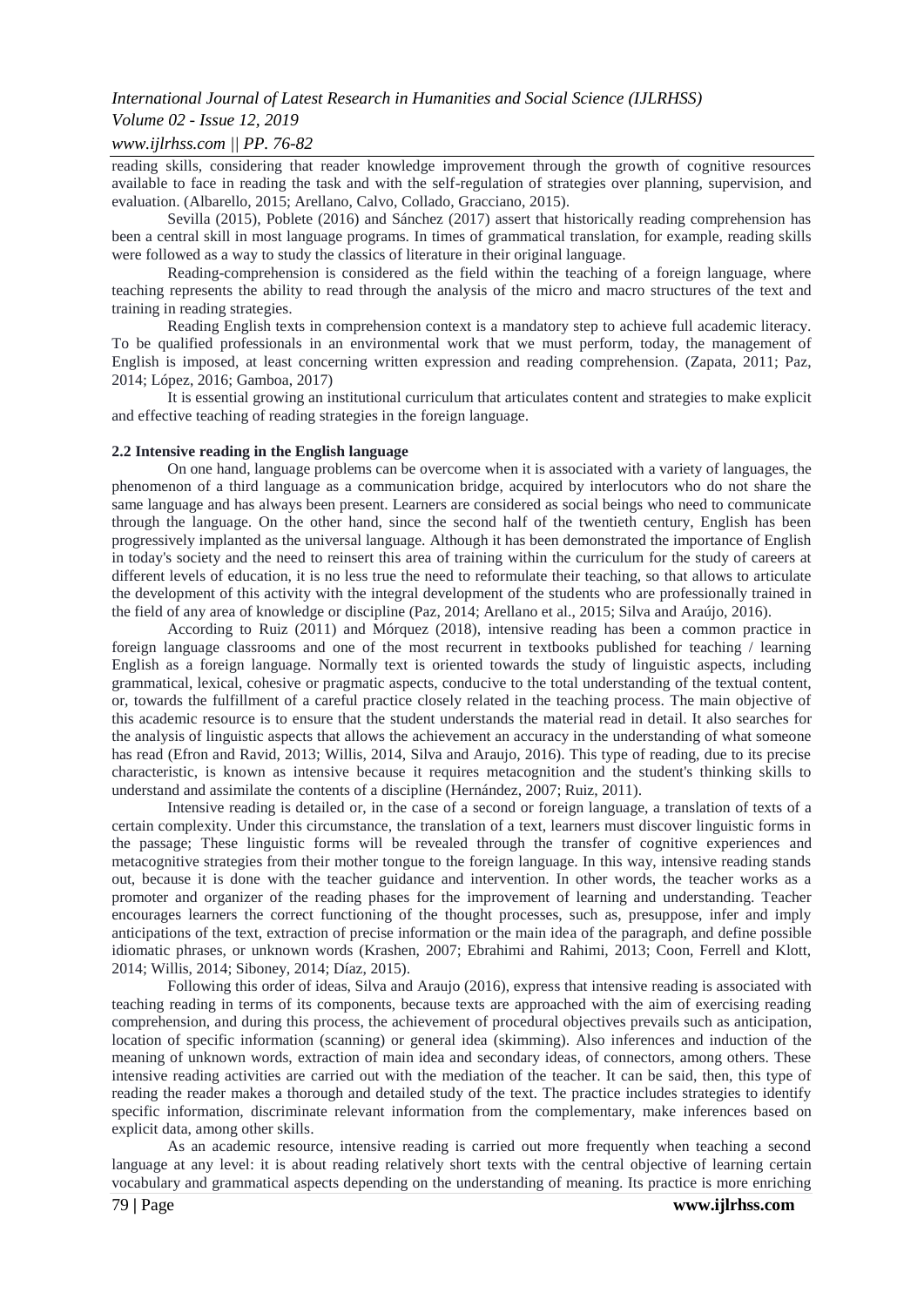reading skills, considering that reader knowledge improvement through the growth of cognitive resources available to face in reading the task and with the self-regulation of strategies over planning, supervision, and evaluation. (Albarello, 2015; Arellano, Calvo, Collado, Gracciano, 2015).

Sevilla (2015), Poblete (2016) and Sánchez (2017) assert that historically reading comprehension has been a central skill in most language programs. In times of grammatical translation, for example, reading skills were followed as a way to study the classics of literature in their original language.

Reading-comprehension is considered as the field within the teaching of a foreign language, where teaching represents the ability to read through the analysis of the micro and macro structures of the text and training in reading strategies.

Reading English texts in comprehension context is a mandatory step to achieve full academic literacy. To be qualified professionals in an environmental work that we must perform, today, the management of English is imposed, at least concerning written expression and reading comprehension. (Zapata, 2011; Paz, 2014; López, 2016; Gamboa, 2017)

It is essential growing an institutional curriculum that articulates content and strategies to make explicit and effective teaching of reading strategies in the foreign language.

### 2.2 Intensive reading in the English language

On one hand, language problems can be overcome when it is associated with a variety of languages, the phenomenon of a third language as a communication bridge, acquired by interlocutors who do not share the same language and has always been present. Learners are considered as social beings who need to communicate through the language. On the other hand, since the second half of the twentieth century, English has been progressively implanted as the universal language. Although it has been demonstrated the importance of English in today's society and the need to reinsert this area of training within the curriculum for the study of careers at different levels of education, it is no less true the need to reformulate their teaching, so that allows to articulate the development of this activity with the integral development of the students who are professionally trained in the field of any area of knowledge or discipline (Paz, 2014; Arellano et al., 2015; Silva and Araújo, 2016).

According to Ruiz (2011) and Mórquez (2018), intensive reading has been a common practice in foreign language classrooms and one of the most recurrent in textbooks published for teaching / learning English as a foreign language. Normally text is oriented towards the study of linguistic aspects, including grammatical, lexical, cohesive or pragmatic aspects, conducive to the total understanding of the textual content, or, towards the fulfillment of a careful practice closely related in the teaching process. The main objective of this academic resource is to ensure that the student understands the material read in detail. It also searches for the analysis of linguistic aspects that allows the achievement an accuracy in the understanding of what someone has read (Efron and Ravid, 2013; Willis, 2014, Silva and Araujo, 2016). This type of reading, due to its precise characteristic, is known as intensive because it requires metacognition and the student's thinking skills to understand and assimilate the contents of a discipline (Hernández, 2007; Ruiz, 2011).

Intensive reading is detailed or, in the case of a second or foreign language, a translation of texts of a certain complexity. Under this circumstance, the translation of a text, learners must discover linguistic forms in the passage; These linguistic forms will be revealed through the transfer of cognitive experiences and metacognitive strategies from their mother tongue to the foreign language. In this way, intensive reading stands out, because it is done with the teacher guidance and intervention. In other words, the teacher works as a promoter and organizer of the reading phases for the improvement of learning and understanding. Teacher encourages learners the correct functioning of the thought processes, such as, presuppose, infer and imply anticipations of the text, extraction of precise information or the main idea of the paragraph, and define possible idiomatic phrases, or unknown words (Krashen, 2007; Ebrahimi and Rahimi, 2013; Coon, Ferrell and Klott, 2014; Willis, 2014; Siboney, 2014; Díaz, 2015).

Following this order of ideas, Silva and Araujo (2016), express that intensive reading is associated with teaching reading in terms of its components, because texts are approached with the aim of exercising reading comprehension, and during this process, the achievement of procedural objectives prevails such as anticipation, location of specific information (scanning) or general idea (skimming). Also inferences and induction of the meaning of unknown words, extraction of main idea and secondary ideas, of connectors, among others. These intensive reading activities are carried out with the mediation of the teacher. It can be said, then, this type of reading the reader makes a thorough and detailed study of the text. The practice includes strategies to identify specific information, discriminate relevant information from the complementary, make inferences based on explicit data, among other skills.

As an academic resource, intensive reading is carried out more frequently when teaching a second language at any level: it is about reading relatively short texts with the central objective of learning certain vocabulary and grammatical aspects depending on the understanding of meaning. Its practice is more enriching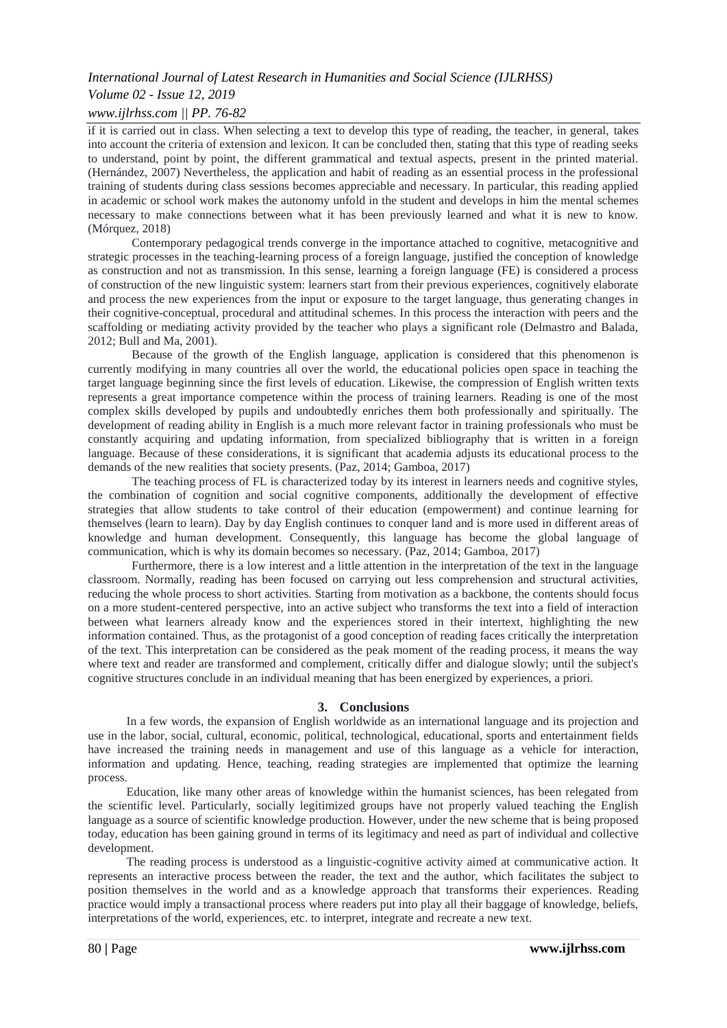if it is carried out in class. When selecting a text to develop this type of reading, the teacher, in general, takes into account the criteria of extension and lexicon. It can be concluded then, stating that this type of reading seeks to understand, point by point, the different grammatical and textual aspects, present in the printed material. (Hernández, 2007) Nevertheless, the application and habit of reading as an essential process in the professional training of students during class sessions becomes appreciable and necessary. In particular, this reading applied in academic or school work makes the autonomy unfold in the student and develops in him the mental schemes necessary to make connections between what it has been previously learned and what it is new to know. (Mórquez, 2018)

Contemporary pedagogical trends converge in the importance attached to cognitive, metacognitive and strategic processes in the teaching-learning process of a foreign language, justified the conception of knowledge as construction and not as transmission. In this sense, learning a foreign language (FE) is considered a process of construction of the new linguistic system: learners start from their previous experiences, cognitively elaborate and process the new experiences from the input or exposure to the target language, thus generating changes in their cognitive-conceptual, procedural and attitudinal schemes. In this process the interaction with peers and the scaffolding or mediating activity provided by the teacher who plays a significant role (Delmastro and Balada, 2012; Bull and Ma, 2001).

Because of the growth of the English language, application is considered that this phenomenon is currently modifying in many countries all over the world, the educational policies open space in teaching the target language beginning since the first levels of education. Likewise, the compression of English written texts represents a great importance competence within the process of training learners. Reading is one of the most complex skills developed by pupils and undoubtedly enriches them both professionally and spiritually. The development of reading ability in English is a much more relevant factor in training professionals who must be constantly acquiring and updating information, from specialized bibliography that is written in a foreign language. Because of these considerations, it is significant that academia adjusts its educational process to the demands of the new realities that society presents. (Paz, 2014; Gamboa, 2017)

The teaching process of FL is characterized today by its interest in learners needs and cognitive styles, the combination of cognition and social cognitive components, additionally the development of effective strategies that allow students to take control of their education (empowerment) and continue learning for themselves (learn to learn). Day by day English continues to conquer land and is more used in different areas of knowledge and human development. Consequently, this language has become the global language of communication, which is why its domain becomes so necessary. (Paz, 2014; Gamboa, 2017)

Furthermore, there is a low interest and a little attention in the interpretation of the text in the language classroom. Normally, reading has been focused on carrying out less comprehension and structural activities, reducing the whole process to short activities. Starting from motivation as a backbone, the contents should focus on a more student-centered perspective, into an active subject who transforms the text into a field of interaction between what learners already know and the experiences stored in their intertext, highlighting the new information contained. Thus, as the protagonist of a good conception of reading faces critically the interpretation of the text. This interpretation can be considered as the peak moment of the reading process, it means the way where text and reader are transformed and complement, critically differ and dialogue slowly; until the subject's cognitive structures conclude in an individual meaning that has been energized by experiences, a priori.

## 3. Conclusions

In a few words, the expansion of English worldwide as an international language and its projection and use in the labor, social, cultural, economic, political, technological, educational, sports and entertainment fields have increased the training needs in management and use of this language as a vehicle for interaction, information and updating. Hence, teaching, reading strategies are implemented that optimize the learning process.

Education, like many other areas of knowledge within the humanist sciences, has been relegated from the scientific level. Particularly, socially legitimized groups have not properly valued teaching the English language as a source of scientific knowledge production. However, under the new scheme that is being proposed today, education has been gaining ground in terms of its legitimacy and need as part of individual and collective development.

The reading process is understood as a linguistic-cognitive activity aimed at communicative action. It represents an interactive process between the reader, the text and the author, which facilitates the subject to position themselves in the world and as a knowledge approach that transforms their experiences. Reading practice would imply a transactional process where readers put into play all their baggage of knowledge, beliefs, interpretations of the world, experiences, etc. to interpret, integrate and recreate a new text.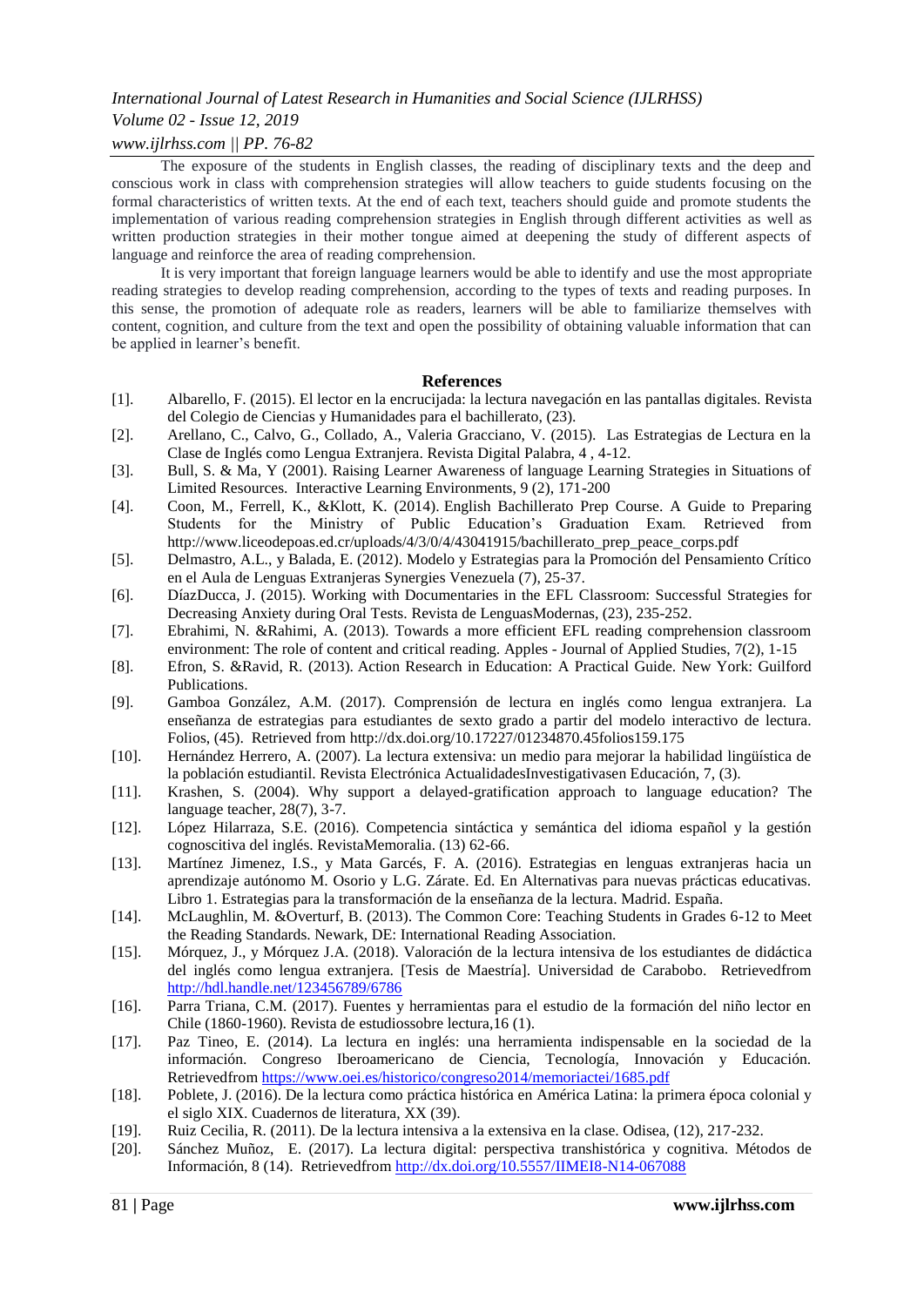The exposure of the students in English classes, the reading of disciplinary texts and the deep and conscious work in class with comprehension strategies will allow teachers to guide students focusing on the formal characteristics of written texts. At the end of each text, teachers should guide and promote students the implementation of various reading comprehension strategies in English through different activities as well as written production strategies in their mother tongue aimed at deepening the study of different aspects of language and reinforce the area of reading comprehension.

It is very important that foreign language learners would be able to identify and use the most appropriate reading strategies to develop reading comprehension, according to the types of texts and reading purposes. In this sense, the promotion of adequate role as readers, learners will be able to familiarize themselves with content, cognition, and culture from the text and open the possibility of obtaining valuable information that can be applied in learner's benefit.

## References

[1]. Albarello, F. (2015). El lector en la encrucijada: la lectura navegación en las pantallas digitales. Revista del Colegio de Ciencias y Humanidades para el bachillerato, (23).

[2]. Arellano, C., Calvo, G., Collado, A., Valeria Gracciano, V. (2015). Las Estrategias de Lectura en la Clase de Inglés como Lengua Extranjera. Revista Digital Palabra, 4 , 4-12.

[3]. Bull, S. & Ma, Y (2001). Raising Learner Awareness of language Learning Strategies in Situations of Limited Resources. Interactive Learning Environments, 9 (2), 171-200

[4]. Coon, M., Ferrell, K., &Klott, K. (2014). English Bachillerato Prep Course. A Guide to Preparing Students for the Ministry of Public Education's Graduation Exam. Retrieved from http://www.liceodepoas.ed.cr/uploads/4/3/0/4/43041915/bachillerato_prep_peace_corps.pdf

[5]. Delmastro, A.L., y Balada, E. (2012). Modelo y Estrategias para la Promoción del Pensamiento Crítico en el Aula de Lenguas Extranjeras Synergies Venezuela (7), 25-37.

[6]. DíazDucca, J. (2015). Working with Documentaries in the EFL Classroom: Successful Strategies for Decreasing Anxiety during Oral Tests. Revista de LenguasModernas, (23), 235-252.

[7]. Ebrahimi, N. &Rahimi, A. (2013). Towards a more efficient EFL reading comprehension classroom environment: The role of content and critical reading. Apples - Journal of Applied Studies, 7(2), 1-15

[8]. Efron, S. &Ravid, R. (2013). Action Research in Education: A Practical Guide. New York: Guilford Publications.

[9]. Gamboa González, A.M. (2017). Comprensión de lectura en inglés como lengua extranjera. La enseñanza de estrategias para estudiantes de sexto grado a partir del modelo interactivo de lectura. Folios, (45). Retrieved from http://dx.doi.org/10.17227/01234870.45folios159.175

[10]. Hernández Herrero, A. (2007). La lectura extensiva: un medio para mejorar la habilidad lingüística de la población estudiantil. Revista Electrónica ActualidadesInvestigativasen Educación, 7, (3).

[11]. Krashen, S. (2004). Why support a delayed-gratification approach to language education? The language teacher, 28(7), 3-7.

[12]. López Hilarraza, S.E. (2016). Competencia sintáctica y semántica del idioma español y la gestión cognoscitiva del inglés. RevistaMemoralia. (13) 62-66.

[13]. Martínez Jimenez, I.S., y Mata Garcés, F. A. (2016). Estrategias en lenguas extranjeras hacia un aprendizaje autónomo M. Osorio y L.G. Zárate. Ed. En Alternativas para nuevas prácticas educativas. Libro 1. Estrategias para la transformación de la enseñanza de la lectura. Madrid. España.

[14]. McLaughlin, M. &Overturf, B. (2013). The Common Core: Teaching Students in Grades 6-12 to Meet the Reading Standards. Newark, DE: International Reading Association.

[15]. Mórquez, J., y Mórquez J.A. (2018). Valoración de la lectura intensiva de los estudiantes de didáctica del inglés como lengua extranjera. [Tesis de Maestría]. Universidad de Carabobo. Retrievedfrom http://hdl.handle.net/123456789/6786

[16]. Parra Triana, C.M. (2017). Fuentes y herramientas para el estudio de la formación del niño lector en Chile (1860-1960). Revista de estudiossobre lectura,16 (1).

[17]. Paz Tineo, E. (2014). La lectura en inglés: una herramienta indispensable en la sociedad de la información. Congreso Iberoamericano de Ciencia, Tecnología, Innovación y Educación. Retrievedfrom https://www.oei.es/historico/congreso2014/memoriactei/1685.pdf

[18]. Poblete, J. (2016). De la lectura como práctica histórica en América Latina: la primera época colonial y el siglo XIX. Cuadernos de literatura, XX (39).

[19]. Ruiz Cecilia, R. (2011). De la lectura intensiva a la extensiva en la clase. Odisea, (12), 217-232.

[20]. Sánchez Muñoz, E. (2017). La lectura digital: perspectiva transhistórica y cognitiva. Métodos de Información, 8 (14). Retrievedfrom http://dx.doi.org/10.5557/IIMEI8-N14-067088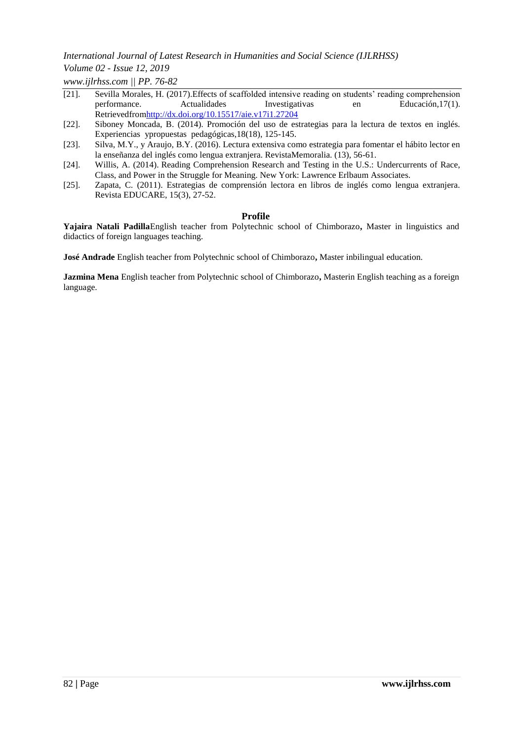[21]. Sevilla Morales, H. (2017).Effects of scaffolded intensive reading on students' reading comprehension performance. Actualidades Investigativas en Educación,17(1). Retrievedfromhttp://dx.doi.org/10.15517/aie.v17i1.27204

[22]. Siboney Moncada, B. (2014). Promoción del uso de estrategias para la lectura de textos en inglés. Experiencias ypropuestas pedagógicas,18(18), 125-145.

[23]. Silva, M.Y., y Araujo, B.Y. (2016). Lectura extensiva como estrategia para fomentar el hábito lector en la enseñanza del inglés como lengua extranjera. RevistaMemoralia. (13), 56-61.

[24]. Willis, A. (2014). Reading Comprehension Research and Testing in the U.S.: Undercurrents of Race, Class, and Power in the Struggle for Meaning. New York: Lawrence Erlbaum Associates.

[25]. Zapata, C. (2011). Estrategias de comprensión lectora en libros de inglés como lengua extranjera. Revista EDUCARE, 15(3), 27-52.

## Profile

**Yajaira Natali Padilla**English teacher from Polytechnic school of Chimborazo**,** Master in linguistics and didactics of foreign languages teaching.

**José Andrade** English teacher from Polytechnic school of Chimborazo**,** Master inbilingual education.

**Jazmina Mena** English teacher from Polytechnic school of Chimborazo**,** Masterin English teaching as a foreign language.